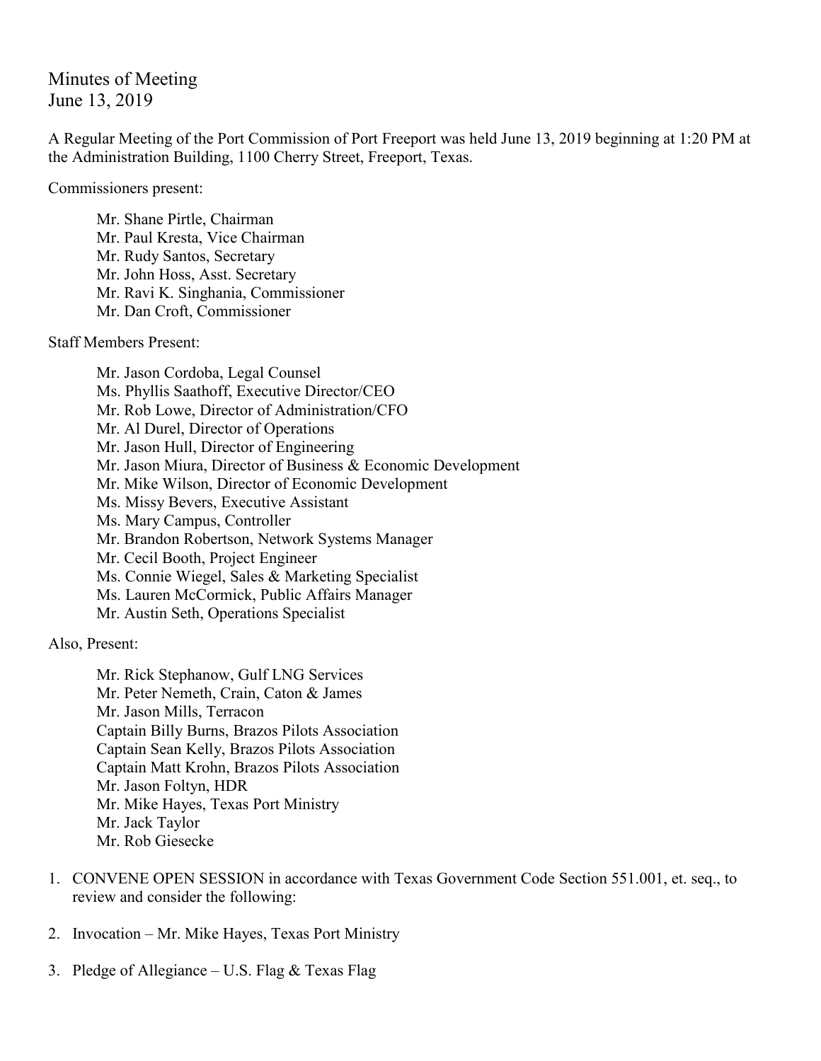# Minutes of Meeting
June 13, 2019

A Regular Meeting of the Port Commission of Port Freeport was held June 13, 2019 beginning at 1:20 PM at the Administration Building, 1100 Cherry Street, Freeport, Texas.

Commissioners present:

Mr. Shane Pirtle, Chairman
Mr. Paul Kresta, Vice Chairman
Mr. Rudy Santos, Secretary
Mr. John Hoss, Asst. Secretary
Mr. Ravi K. Singhania, Commissioner
Mr. Dan Croft, Commissioner

Staff Members Present:

Mr. Jason Cordoba, Legal Counsel
Ms. Phyllis Saathoff, Executive Director/CEO
Mr. Rob Lowe, Director of Administration/CFO
Mr. Al Durel, Director of Operations
Mr. Jason Hull, Director of Engineering
Mr. Jason Miura, Director of Business & Economic Development
Mr. Mike Wilson, Director of Economic Development
Ms. Missy Bevers, Executive Assistant
Ms. Mary Campus, Controller
Mr. Brandon Robertson, Network Systems Manager
Mr. Cecil Booth, Project Engineer
Ms. Connie Wiegel, Sales & Marketing Specialist
Ms. Lauren McCormick, Public Affairs Manager
Mr. Austin Seth, Operations Specialist

Also, Present:

Mr. Rick Stephanow, Gulf LNG Services
Mr. Peter Nemeth, Crain, Caton & James
Mr. Jason Mills, Terracon
Captain Billy Burns, Brazos Pilots Association
Captain Sean Kelly, Brazos Pilots Association
Captain Matt Krohn, Brazos Pilots Association
Mr. Jason Foltyn, HDR
Mr. Mike Hayes, Texas Port Ministry
Mr. Jack Taylor
Mr. Rob Giesecke

1. CONVENE OPEN SESSION in accordance with Texas Government Code Section 551.001, et. seq., to review and consider the following:

2. Invocation – Mr. Mike Hayes, Texas Port Ministry

3. Pledge of Allegiance – U.S. Flag & Texas Flag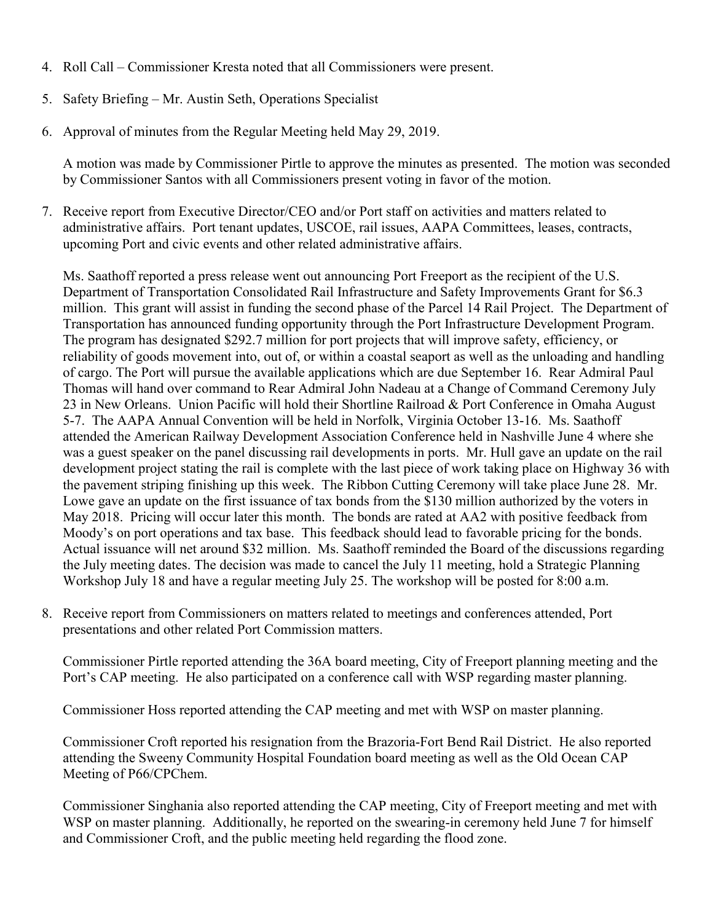4. Roll Call – Commissioner Kresta noted that all Commissioners were present.

5. Safety Briefing – Mr. Austin Seth, Operations Specialist

6. Approval of minutes from the Regular Meeting held May 29, 2019.

   A motion was made by Commissioner Pirtle to approve the minutes as presented. The motion was seconded by Commissioner Santos with all Commissioners present voting in favor of the motion.

7. Receive report from Executive Director/CEO and/or Port staff on activities and matters related to administrative affairs. Port tenant updates, USCOE, rail issues, AAPA Committees, leases, contracts, upcoming Port and civic events and other related administrative affairs.

   Ms. Saathoff reported a press release went out announcing Port Freeport as the recipient of the U.S. Department of Transportation Consolidated Rail Infrastructure and Safety Improvements Grant for $6.3 million. This grant will assist in funding the second phase of the Parcel 14 Rail Project. The Department of Transportation has announced funding opportunity through the Port Infrastructure Development Program. The program has designated $292.7 million for port projects that will improve safety, efficiency, or reliability of goods movement into, out of, or within a coastal seaport as well as the unloading and handling of cargo. The Port will pursue the available applications which are due September 16. Rear Admiral Paul Thomas will hand over command to Rear Admiral John Nadeau at a Change of Command Ceremony July 23 in New Orleans. Union Pacific will hold their Shortline Railroad & Port Conference in Omaha August 5-7. The AAPA Annual Convention will be held in Norfolk, Virginia October 13-16. Ms. Saathoff attended the American Railway Development Association Conference held in Nashville June 4 where she was a guest speaker on the panel discussing rail developments in ports. Mr. Hull gave an update on the rail development project stating the rail is complete with the last piece of work taking place on Highway 36 with the pavement striping finishing up this week. The Ribbon Cutting Ceremony will take place June 28. Mr. Lowe gave an update on the first issuance of tax bonds from the $130 million authorized by the voters in May 2018. Pricing will occur later this month. The bonds are rated at AA2 with positive feedback from Moody's on port operations and tax base. This feedback should lead to favorable pricing for the bonds. Actual issuance will net around $32 million. Ms. Saathoff reminded the Board of the discussions regarding the July meeting dates. The decision was made to cancel the July 11 meeting, hold a Strategic Planning Workshop July 18 and have a regular meeting July 25. The workshop will be posted for 8:00 a.m.

8. Receive report from Commissioners on matters related to meetings and conferences attended, Port presentations and other related Port Commission matters.

   Commissioner Pirtle reported attending the 36A board meeting, City of Freeport planning meeting and the Port's CAP meeting. He also participated on a conference call with WSP regarding master planning.

   Commissioner Hoss reported attending the CAP meeting and met with WSP on master planning.

   Commissioner Croft reported his resignation from the Brazoria-Fort Bend Rail District. He also reported attending the Sweeny Community Hospital Foundation board meeting as well as the Old Ocean CAP Meeting of P66/CPChem.

   Commissioner Singhania also reported attending the CAP meeting, City of Freeport meeting and met with WSP on master planning. Additionally, he reported on the swearing-in ceremony held June 7 for himself and Commissioner Croft, and the public meeting held regarding the flood zone.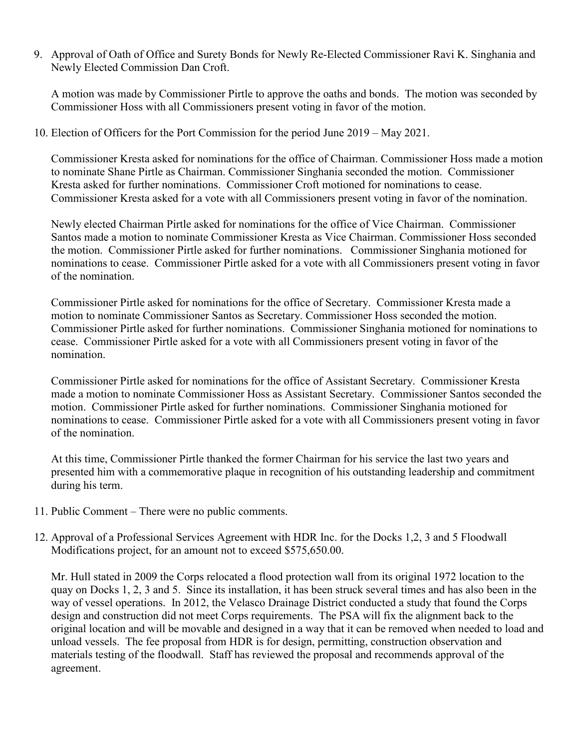9. Approval of Oath of Office and Surety Bonds for Newly Re-Elected Commissioner Ravi K. Singhania and Newly Elected Commission Dan Croft.

   A motion was made by Commissioner Pirtle to approve the oaths and bonds. The motion was seconded by Commissioner Hoss with all Commissioners present voting in favor of the motion.

10. Election of Officers for the Port Commission for the period June 2019 – May 2021.

    Commissioner Kresta asked for nominations for the office of Chairman. Commissioner Hoss made a motion to nominate Shane Pirtle as Chairman. Commissioner Singhania seconded the motion. Commissioner Kresta asked for further nominations. Commissioner Croft motioned for nominations to cease. Commissioner Kresta asked for a vote with all Commissioners present voting in favor of the nomination.

    Newly elected Chairman Pirtle asked for nominations for the office of Vice Chairman. Commissioner Santos made a motion to nominate Commissioner Kresta as Vice Chairman. Commissioner Hoss seconded the motion. Commissioner Pirtle asked for further nominations. Commissioner Singhania motioned for nominations to cease. Commissioner Pirtle asked for a vote with all Commissioners present voting in favor of the nomination.

    Commissioner Pirtle asked for nominations for the office of Secretary. Commissioner Kresta made a motion to nominate Commissioner Santos as Secretary. Commissioner Hoss seconded the motion. Commissioner Pirtle asked for further nominations. Commissioner Singhania motioned for nominations to cease. Commissioner Pirtle asked for a vote with all Commissioners present voting in favor of the nomination.

    Commissioner Pirtle asked for nominations for the office of Assistant Secretary. Commissioner Kresta made a motion to nominate Commissioner Hoss as Assistant Secretary. Commissioner Santos seconded the motion. Commissioner Pirtle asked for further nominations. Commissioner Singhania motioned for nominations to cease. Commissioner Pirtle asked for a vote with all Commissioners present voting in favor of the nomination.

    At this time, Commissioner Pirtle thanked the former Chairman for his service the last two years and presented him with a commemorative plaque in recognition of his outstanding leadership and commitment during his term.

11. Public Comment – There were no public comments.

12. Approval of a Professional Services Agreement with HDR Inc. for the Docks 1,2, 3 and 5 Floodwall Modifications project, for an amount not to exceed $575,650.00.

    Mr. Hull stated in 2009 the Corps relocated a flood protection wall from its original 1972 location to the quay on Docks 1, 2, 3 and 5. Since its installation, it has been struck several times and has also been in the way of vessel operations. In 2012, the Velasco Drainage District conducted a study that found the Corps design and construction did not meet Corps requirements. The PSA will fix the alignment back to the original location and will be movable and designed in a way that it can be removed when needed to load and unload vessels. The fee proposal from HDR is for design, permitting, construction observation and materials testing of the floodwall. Staff has reviewed the proposal and recommends approval of the agreement.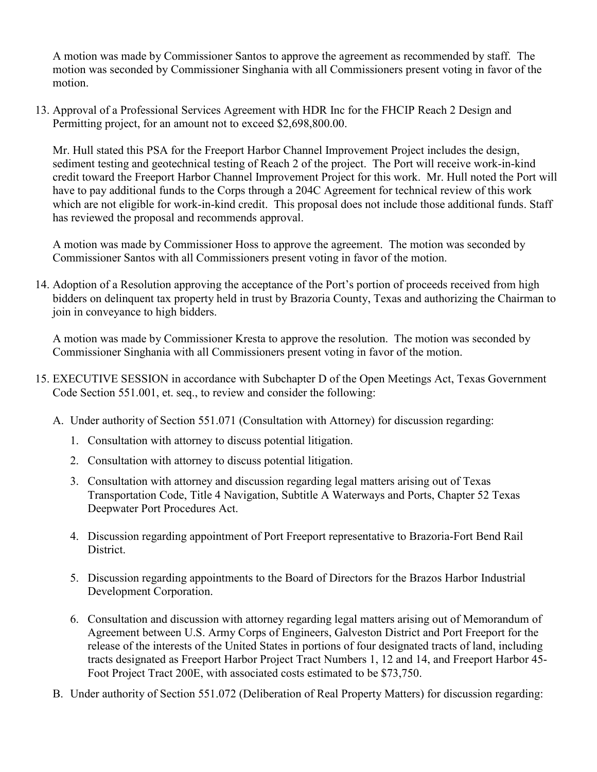A motion was made by Commissioner Santos to approve the agreement as recommended by staff. The motion was seconded by Commissioner Singhania with all Commissioners present voting in favor of the motion.

13. Approval of a Professional Services Agreement with HDR Inc for the FHCIP Reach 2 Design and Permitting project, for an amount not to exceed $2,698,800.00.

    Mr. Hull stated this PSA for the Freeport Harbor Channel Improvement Project includes the design, sediment testing and geotechnical testing of Reach 2 of the project. The Port will receive work-in-kind credit toward the Freeport Harbor Channel Improvement Project for this work. Mr. Hull noted the Port will have to pay additional funds to the Corps through a 204C Agreement for technical review of this work which are not eligible for work-in-kind credit. This proposal does not include those additional funds. Staff has reviewed the proposal and recommends approval.

    A motion was made by Commissioner Hoss to approve the agreement. The motion was seconded by Commissioner Santos with all Commissioners present voting in favor of the motion.

14. Adoption of a Resolution approving the acceptance of the Port's portion of proceeds received from high bidders on delinquent tax property held in trust by Brazoria County, Texas and authorizing the Chairman to join in conveyance to high bidders.

    A motion was made by Commissioner Kresta to approve the resolution. The motion was seconded by Commissioner Singhania with all Commissioners present voting in favor of the motion.

15. EXECUTIVE SESSION in accordance with Subchapter D of the Open Meetings Act, Texas Government Code Section 551.001, et. seq., to review and consider the following:

    A. Under authority of Section 551.071 (Consultation with Attorney) for discussion regarding:

        1. Consultation with attorney to discuss potential litigation.
        2. Consultation with attorney to discuss potential litigation.
        3. Consultation with attorney and discussion regarding legal matters arising out of Texas Transportation Code, Title 4 Navigation, Subtitle A Waterways and Ports, Chapter 52 Texas Deepwater Port Procedures Act.
        4. Discussion regarding appointment of Port Freeport representative to Brazoria-Fort Bend Rail District.
        5. Discussion regarding appointments to the Board of Directors for the Brazos Harbor Industrial Development Corporation.
        6. Consultation and discussion with attorney regarding legal matters arising out of Memorandum of Agreement between U.S. Army Corps of Engineers, Galveston District and Port Freeport for the release of the interests of the United States in portions of four designated tracts of land, including tracts designated as Freeport Harbor Project Tract Numbers 1, 12 and 14, and Freeport Harbor 45-Foot Project Tract 200E, with associated costs estimated to be $73,750.

    B. Under authority of Section 551.072 (Deliberation of Real Property Matters) for discussion regarding: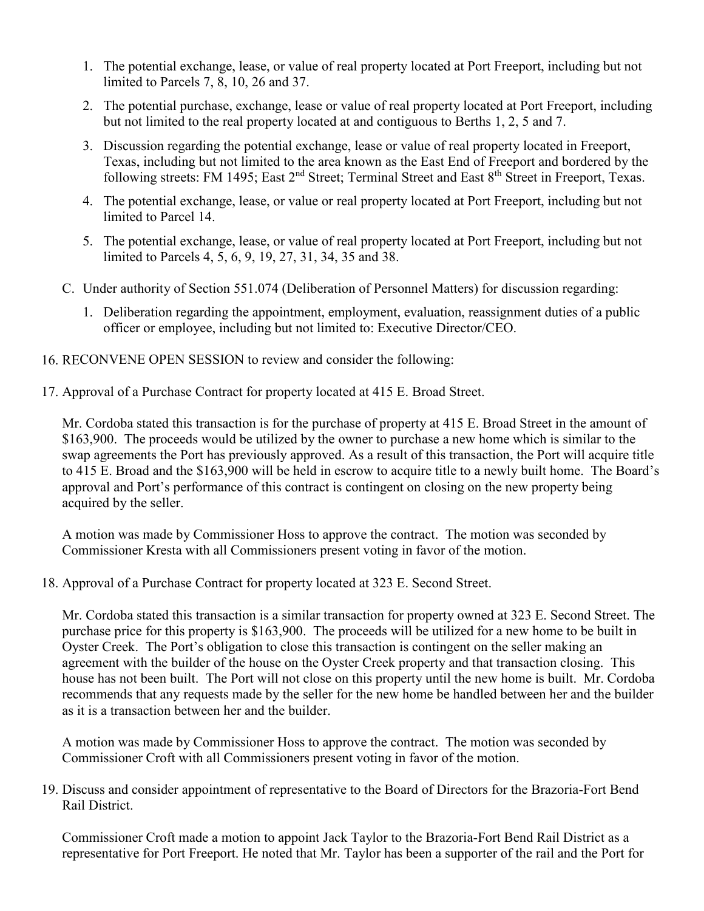1. The potential exchange, lease, or value of real property located at Port Freeport, including but not limited to Parcels 7, 8, 10, 26 and 37.

2. The potential purchase, exchange, lease or value of real property located at Port Freeport, including but not limited to the real property located at and contiguous to Berths 1, 2, 5 and 7.

3. Discussion regarding the potential exchange, lease or value of real property located in Freeport, Texas, including but not limited to the area known as the East End of Freeport and bordered by the following streets: FM 1495; East 2nd Street; Terminal Street and East 8th Street in Freeport, Texas.

4. The potential exchange, lease, or value or real property located at Port Freeport, including but not limited to Parcel 14.

5. The potential exchange, lease, or value of real property located at Port Freeport, including but not limited to Parcels 4, 5, 6, 9, 19, 27, 31, 34, 35 and 38.

C. Under authority of Section 551.074 (Deliberation of Personnel Matters) for discussion regarding:

   1. Deliberation regarding the appointment, employment, evaluation, reassignment duties of a public officer or employee, including but not limited to: Executive Director/CEO.

16. RECONVENE OPEN SESSION to review and consider the following:

17. Approval of a Purchase Contract for property located at 415 E. Broad Street.

    Mr. Cordoba stated this transaction is for the purchase of property at 415 E. Broad Street in the amount of $163,900. The proceeds would be utilized by the owner to purchase a new home which is similar to the swap agreements the Port has previously approved. As a result of this transaction, the Port will acquire title to 415 E. Broad and the $163,900 will be held in escrow to acquire title to a newly built home. The Board's approval and Port's performance of this contract is contingent on closing on the new property being acquired by the seller.

    A motion was made by Commissioner Hoss to approve the contract. The motion was seconded by Commissioner Kresta with all Commissioners present voting in favor of the motion.

18. Approval of a Purchase Contract for property located at 323 E. Second Street.

    Mr. Cordoba stated this transaction is a similar transaction for property owned at 323 E. Second Street. The purchase price for this property is $163,900. The proceeds will be utilized for a new home to be built in Oyster Creek. The Port's obligation to close this transaction is contingent on the seller making an agreement with the builder of the house on the Oyster Creek property and that transaction closing. This house has not been built. The Port will not close on this property until the new home is built. Mr. Cordoba recommends that any requests made by the seller for the new home be handled between her and the builder as it is a transaction between her and the builder.

    A motion was made by Commissioner Hoss to approve the contract. The motion was seconded by Commissioner Croft with all Commissioners present voting in favor of the motion.

19. Discuss and consider appointment of representative to the Board of Directors for the Brazoria-Fort Bend Rail District.

    Commissioner Croft made a motion to appoint Jack Taylor to the Brazoria-Fort Bend Rail District as a representative for Port Freeport. He noted that Mr. Taylor has been a supporter of the rail and the Port for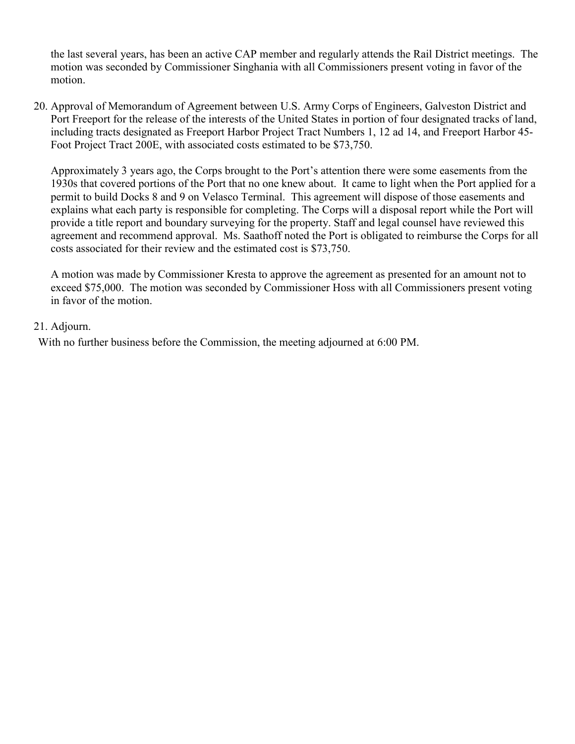the last several years, has been an active CAP member and regularly attends the Rail District meetings. The motion was seconded by Commissioner Singhania with all Commissioners present voting in favor of the motion.

20. Approval of Memorandum of Agreement between U.S. Army Corps of Engineers, Galveston District and Port Freeport for the release of the interests of the United States in portion of four designated tracks of land, including tracts designated as Freeport Harbor Project Tract Numbers 1, 12 ad 14, and Freeport Harbor 45-Foot Project Tract 200E, with associated costs estimated to be $73,750.

    Approximately 3 years ago, the Corps brought to the Port's attention there were some easements from the 1930s that covered portions of the Port that no one knew about. It came to light when the Port applied for a permit to build Docks 8 and 9 on Velasco Terminal. This agreement will dispose of those easements and explains what each party is responsible for completing. The Corps will a disposal report while the Port will provide a title report and boundary surveying for the property. Staff and legal counsel have reviewed this agreement and recommend approval. Ms. Saathoff noted the Port is obligated to reimburse the Corps for all costs associated for their review and the estimated cost is $73,750.

    A motion was made by Commissioner Kresta to approve the agreement as presented for an amount not to exceed $75,000. The motion was seconded by Commissioner Hoss with all Commissioners present voting in favor of the motion.

21. Adjourn.

With no further business before the Commission, the meeting adjourned at 6:00 PM.